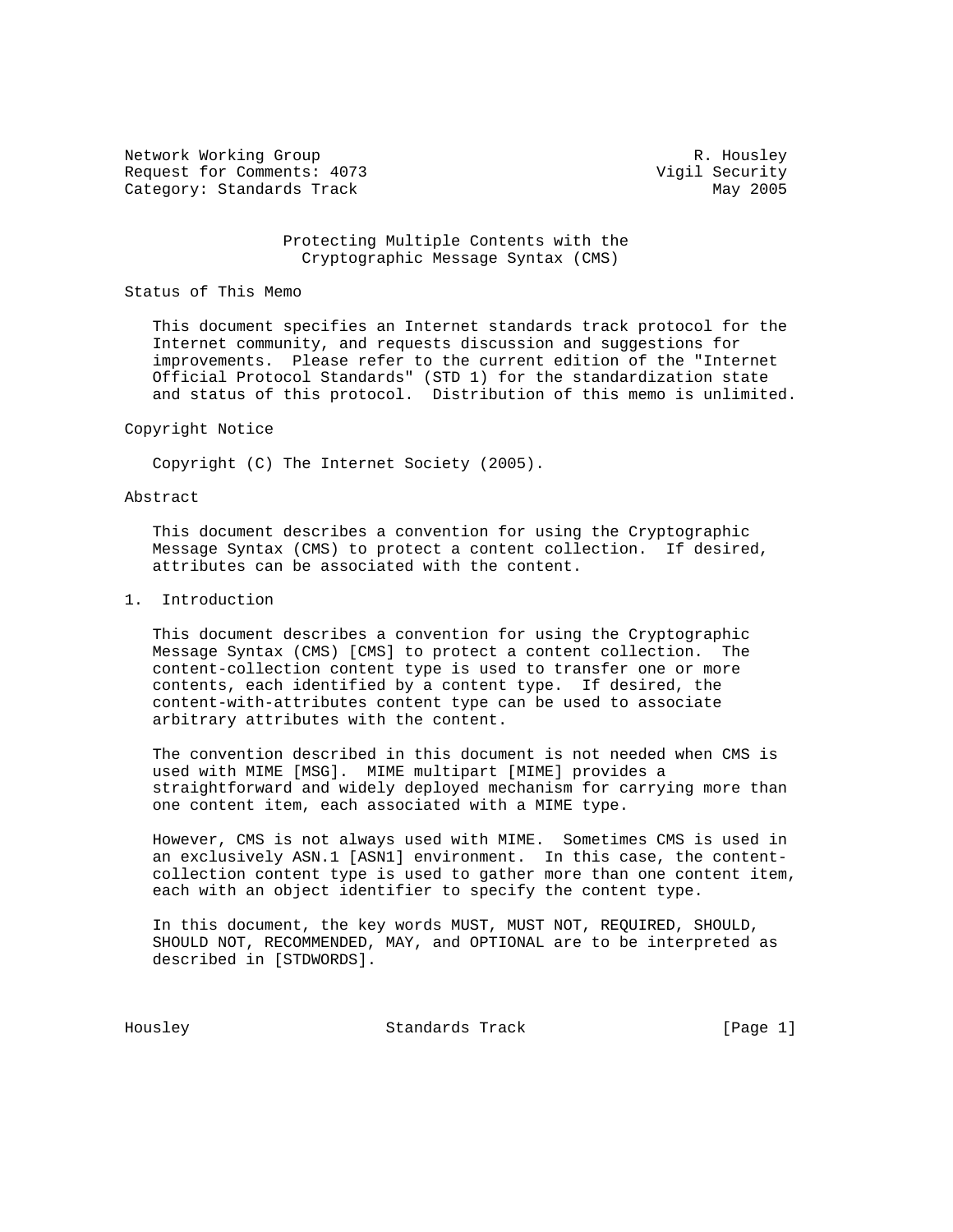Network Working Group R. Housley
Request for Comments: 4073 Vigil Security
Category: Standards Track May 2005

# Protecting Multiple Contents with the Cryptographic Message Syntax (CMS)

## Status of This Memo

This document specifies an Internet standards track protocol for the Internet community, and requests discussion and suggestions for improvements. Please refer to the current edition of the "Internet Official Protocol Standards" (STD 1) for the standardization state and status of this protocol. Distribution of this memo is unlimited.

## Copyright Notice

Copyright (C) The Internet Society (2005).

## Abstract

This document describes a convention for using the Cryptographic Message Syntax (CMS) to protect a content collection. If desired, attributes can be associated with the content.

## 1. Introduction

This document describes a convention for using the Cryptographic Message Syntax (CMS) [CMS] to protect a content collection. The content-collection content type is used to transfer one or more contents, each identified by a content type. If desired, the content-with-attributes content type can be used to associate arbitrary attributes with the content.

The convention described in this document is not needed when CMS is used with MIME [MSG]. MIME multipart [MIME] provides a straightforward and widely deployed mechanism for carrying more than one content item, each associated with a MIME type.

However, CMS is not always used with MIME. Sometimes CMS is used in an exclusively ASN.1 [ASN1] environment. In this case, the content-collection content type is used to gather more than one content item, each with an object identifier to specify the content type.

In this document, the key words MUST, MUST NOT, REQUIRED, SHOULD, SHOULD NOT, RECOMMENDED, MAY, and OPTIONAL are to be interpreted as described in [STDWORDS].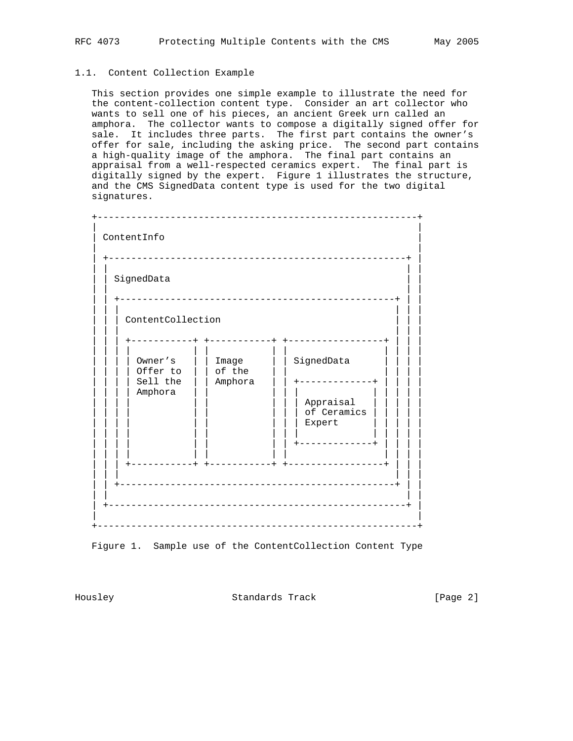### 1.1. Content Collection Example

This section provides one simple example to illustrate the need for the content-collection content type. Consider an art collector who wants to sell one of his pieces, an ancient Greek urn called an amphora. The collector wants to compose a digitally signed offer for sale. It includes three parts. The first part contains the owner's offer for sale, including the asking price. The second part contains a high-quality image of the amphora. The final part contains an appraisal from a well-respected ceramics expert. The final part is digitally signed by the expert. Figure 1 illustrates the structure, and the CMS SignedData content type is used for the two digital signatures.

```
+---------------------------------------------------------+
|                                                         |
| ContentInfo                                             |
|                                                         |
| +-----------------------------------------------------+ |
| |                                                     | |
| | SignedData                                          | |
| |                                                     | |
| | +-------------------------------------------------+ | |
| | |                                                 | | |
| | | ContentCollection                               | | |
| | |                                                 | | |
| | | +-----------+ +-----------+ +-----------------+ | | |
| | | |           | |           | |                 | | | |
| | | | Owner's   | | Image     | | SignedData      | | | |
| | | | Offer to  | | of the    | |                 | | | |
| | | | Sell the  | | Amphora   | | +-------------+ | | | |
| | | | Amphora   | |           | | |             | | | | |
| | | |           | |           | | | Appraisal   | | | | |
| | | |           | |           | | | of Ceramics | | | | |
| | | |           | |           | | | Expert      | | | | |
| | | |           | |           | | |             | | | | |
| | | |           | |           | | +-------------+ | | | |
| | | |           | |           | |                 | | | |
| | | +-----------+ +-----------+ +-----------------+ | | |
| | |                                                 | | |
| | +-------------------------------------------------+ | |
| |                                                     | |
| +-----------------------------------------------------+ |
|                                                         |
+---------------------------------------------------------+
```

Figure 1. Sample use of the ContentCollection Content Type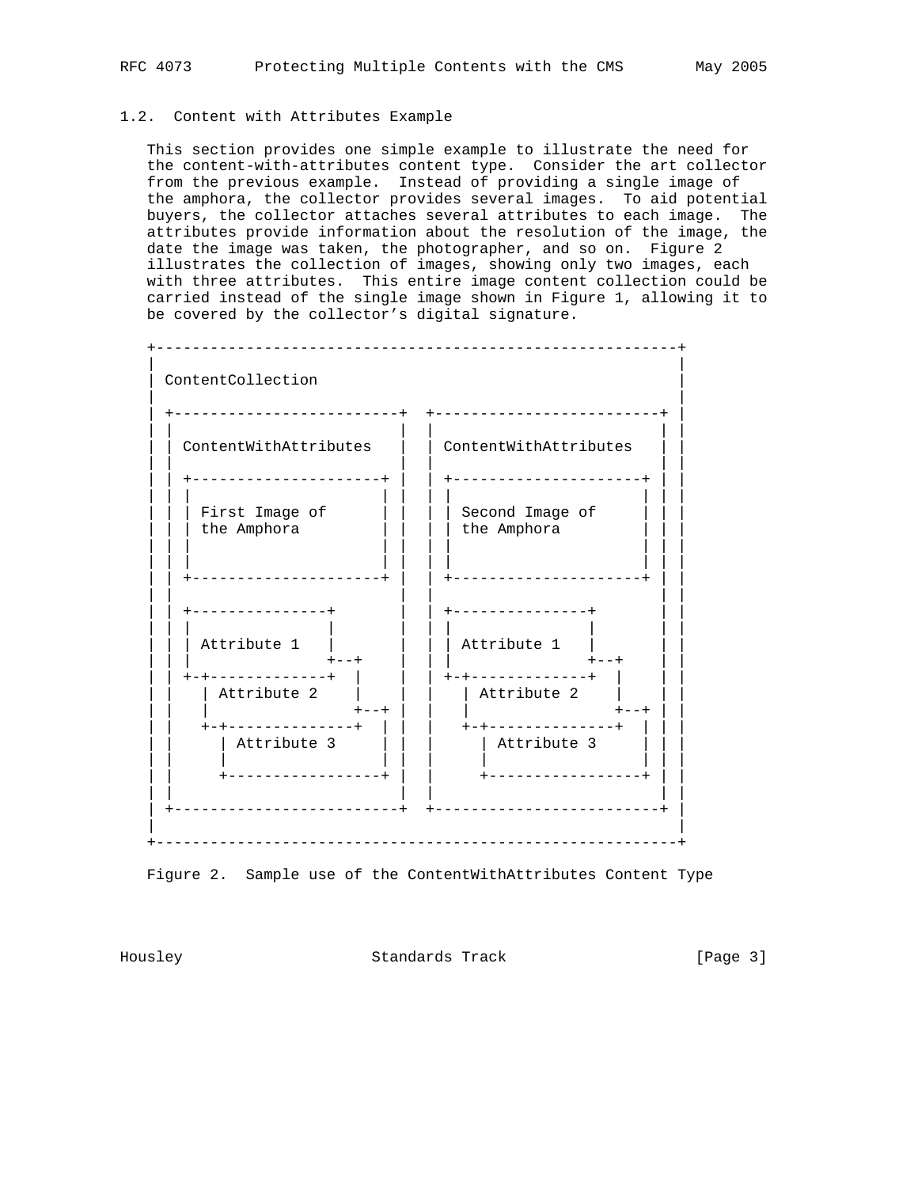## 1.2. Content with Attributes Example

This section provides one simple example to illustrate the need for the content-with-attributes content type. Consider the art collector from the previous example. Instead of providing a single image of the amphora, the collector provides several images. To aid potential buyers, the collector attaches several attributes to each image. The attributes provide information about the resolution of the image, the date the image was taken, the photographer, and so on. Figure 2 illustrates the collection of images, showing only two images, each with three attributes. This entire image content collection could be carried instead of the single image shown in Figure 1, allowing it to be covered by the collector's digital signature.

```
+---------------------------------------------------------+
|                                                         |
| ContentCollection                                       |
|                                                         |
| +-------------------------+  +-------------------------+ |
| |                         |  |                         | |
| | ContentWithAttributes   |  | ContentWithAttributes   | |
| |                         |  |                         | |
| | +---------------------+ |  | +---------------------+ | |
| | |                     | |  | |                     | | |
| | | First Image of      | |  | | Second Image of     | | |
| | | the Amphora         | |  | | the Amphora         | | |
| | |                     | |  | |                     | | |
| | |                     | |  | |                     | | |
| | +---------------------+ |  | +---------------------+ | |
| |                         |  |                         | |
| | +---------------+       |  | +---------------+       | |
| | |               |       |  | |               |       | |
| | | Attribute 1   |       |  | | Attribute 1   |       | |
| | |               +--+    |  | |               +--+    | |
| | +-+-------------+  |    |  | +-+-------------+  |    | |
| |   | Attribute 2    |    |  |   | Attribute 2    |    | |
| |   |                +--+ |  |   |                +--+ | |
| |   +-+--------------+  | |  |   +-+--------------+  | | |
| |     | Attribute 3     | |  |     | Attribute 3     | | |
| |     |                 | |  |     |                 | | |
| |     +-----------------+ |  |     +-----------------+ | |
| |                         |  |                         | |
| +-------------------------+  +-------------------------+ |
|                                                         |
+---------------------------------------------------------+
```

Figure 2. Sample use of the ContentWithAttributes Content Type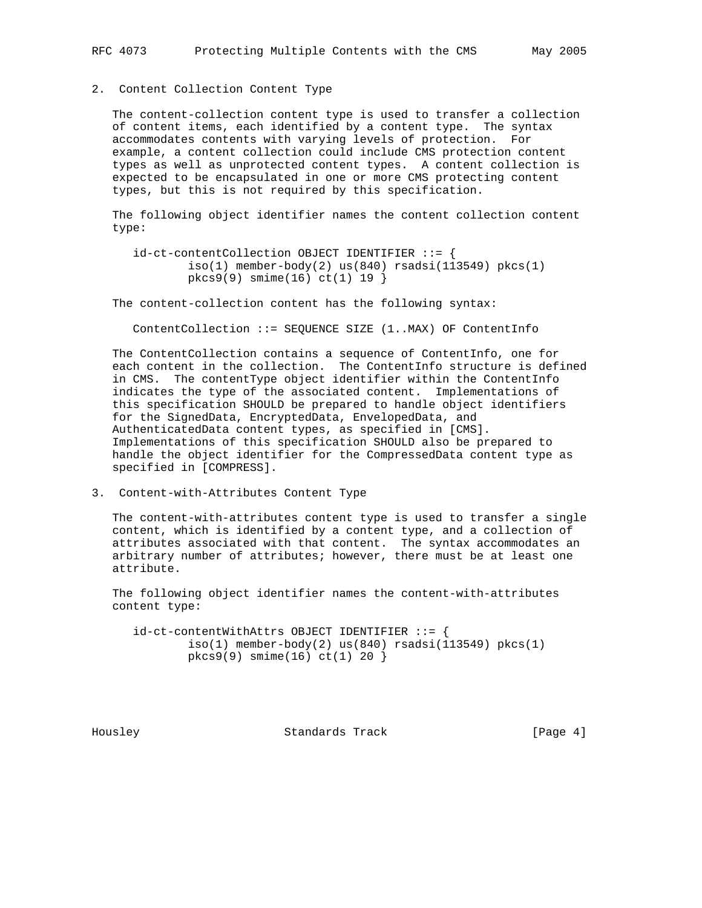## 2. Content Collection Content Type

The content-collection content type is used to transfer a collection of content items, each identified by a content type. The syntax accommodates contents with varying levels of protection. For example, a content collection could include CMS protection content types as well as unprotected content types. A content collection is expected to be encapsulated in one or more CMS protecting content types, but this is not required by this specification.

The following object identifier names the content collection content type:

```
id-ct-contentCollection OBJECT IDENTIFIER ::= {
        iso(1) member-body(2) us(840) rsadsi(113549) pkcs(1)
        pkcs9(9) smime(16) ct(1) 19 }
```

The content-collection content has the following syntax:

```
ContentCollection ::= SEQUENCE SIZE (1..MAX) OF ContentInfo
```

The ContentCollection contains a sequence of ContentInfo, one for each content in the collection. The ContentInfo structure is defined in CMS. The contentType object identifier within the ContentInfo indicates the type of the associated content. Implementations of this specification SHOULD be prepared to handle object identifiers for the SignedData, EncryptedData, EnvelopedData, and AuthenticatedData content types, as specified in [CMS]. Implementations of this specification SHOULD also be prepared to handle the object identifier for the CompressedData content type as specified in [COMPRESS].

## 3. Content-with-Attributes Content Type

The content-with-attributes content type is used to transfer a single content, which is identified by a content type, and a collection of attributes associated with that content. The syntax accommodates an arbitrary number of attributes; however, there must be at least one attribute.

The following object identifier names the content-with-attributes content type:

```
id-ct-contentWithAttrs OBJECT IDENTIFIER ::= {
        iso(1) member-body(2) us(840) rsadsi(113549) pkcs(1)
        pkcs9(9) smime(16) ct(1) 20 }
```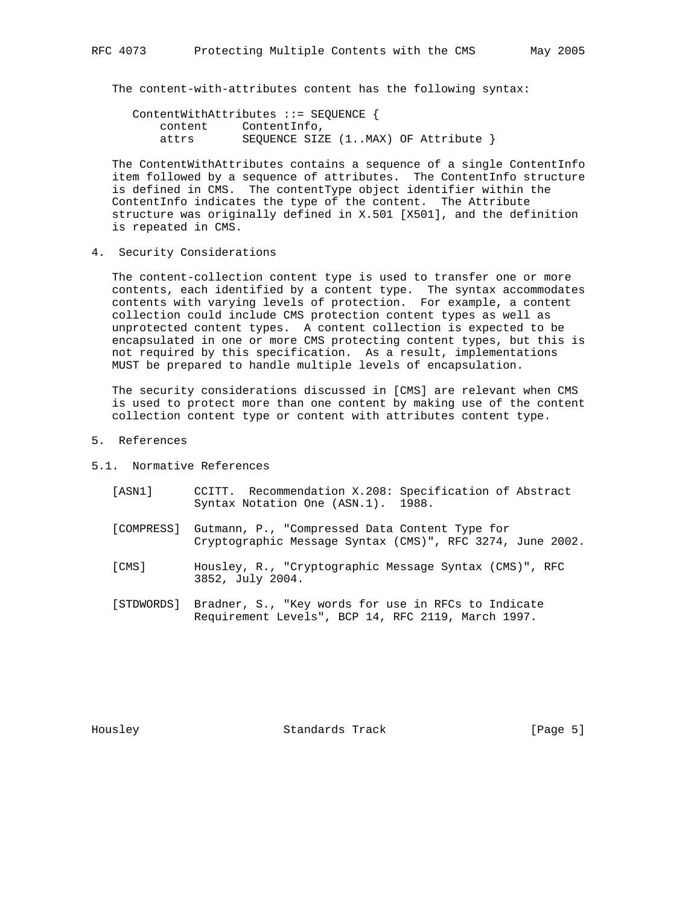The content-with-attributes content has the following syntax:

```
ContentWithAttributes ::= SEQUENCE {
    content     ContentInfo,
    attrs       SEQUENCE SIZE (1..MAX) OF Attribute }
```

The ContentWithAttributes contains a sequence of a single ContentInfo item followed by a sequence of attributes. The ContentInfo structure is defined in CMS. The contentType object identifier within the ContentInfo indicates the type of the content. The Attribute structure was originally defined in X.501 [X501], and the definition is repeated in CMS.

## 4. Security Considerations

The content-collection content type is used to transfer one or more contents, each identified by a content type. The syntax accommodates contents with varying levels of protection. For example, a content collection could include CMS protection content types as well as unprotected content types. A content collection is expected to be encapsulated in one or more CMS protecting content types, but this is not required by this specification. As a result, implementations MUST be prepared to handle multiple levels of encapsulation.

The security considerations discussed in [CMS] are relevant when CMS is used to protect more than one content by making use of the content collection content type or content with attributes content type.

## 5. References

### 5.1. Normative References

[ASN1] CCITT. Recommendation X.208: Specification of Abstract Syntax Notation One (ASN.1). 1988.

[COMPRESS] Gutmann, P., "Compressed Data Content Type for Cryptographic Message Syntax (CMS)", RFC 3274, June 2002.

[CMS] Housley, R., "Cryptographic Message Syntax (CMS)", RFC 3852, July 2004.

[STDWORDS] Bradner, S., "Key words for use in RFCs to Indicate Requirement Levels", BCP 14, RFC 2119, March 1997.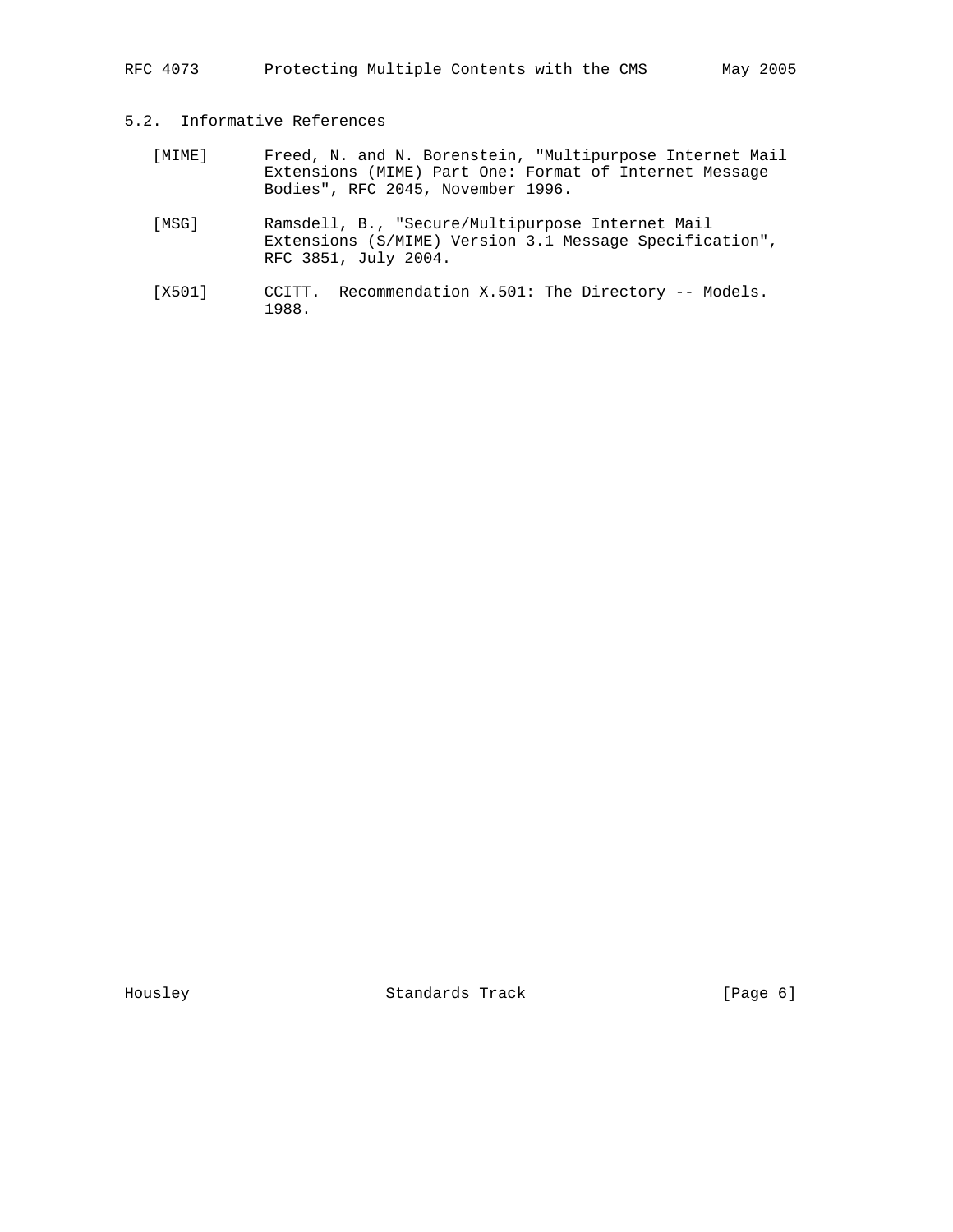## 5.2. Informative References

[MIME] Freed, N. and N. Borenstein, "Multipurpose Internet Mail Extensions (MIME) Part One: Format of Internet Message Bodies", RFC 2045, November 1996.

[MSG] Ramsdell, B., "Secure/Multipurpose Internet Mail Extensions (S/MIME) Version 3.1 Message Specification", RFC 3851, July 2004.

[X501] CCITT. Recommendation X.501: The Directory -- Models. 1988.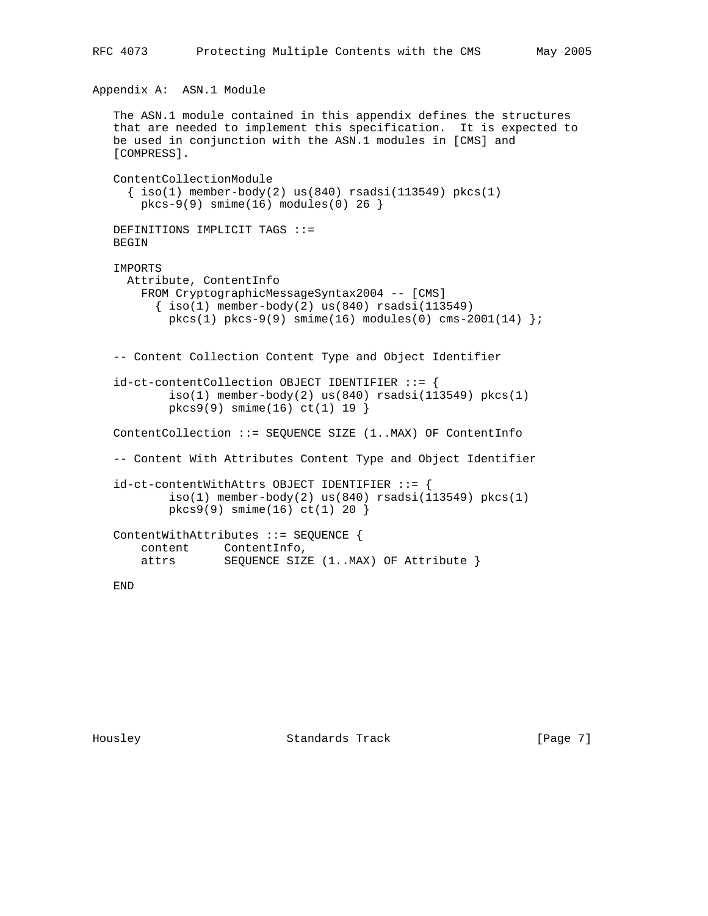## Appendix A:  ASN.1 Module

The ASN.1 module contained in this appendix defines the structures that are needed to implement this specification.  It is expected to be used in conjunction with the ASN.1 modules in [CMS] and [COMPRESS].

```
ContentCollectionModule
  { iso(1) member-body(2) us(840) rsadsi(113549) pkcs(1)
    pkcs-9(9) smime(16) modules(0) 26 }

DEFINITIONS IMPLICIT TAGS ::=
BEGIN

IMPORTS
  Attribute, ContentInfo
    FROM CryptographicMessageSyntax2004 -- [CMS]
      { iso(1) member-body(2) us(840) rsadsi(113549)
        pkcs(1) pkcs-9(9) smime(16) modules(0) cms-2001(14) };


-- Content Collection Content Type and Object Identifier

id-ct-contentCollection OBJECT IDENTIFIER ::= {
        iso(1) member-body(2) us(840) rsadsi(113549) pkcs(1)
        pkcs9(9) smime(16) ct(1) 19 }

ContentCollection ::= SEQUENCE SIZE (1..MAX) OF ContentInfo

-- Content With Attributes Content Type and Object Identifier

id-ct-contentWithAttrs OBJECT IDENTIFIER ::= {
        iso(1) member-body(2) us(840) rsadsi(113549) pkcs(1)
        pkcs9(9) smime(16) ct(1) 20 }

ContentWithAttributes ::= SEQUENCE {
    content     ContentInfo,
    attrs       SEQUENCE SIZE (1..MAX) OF Attribute }

END
```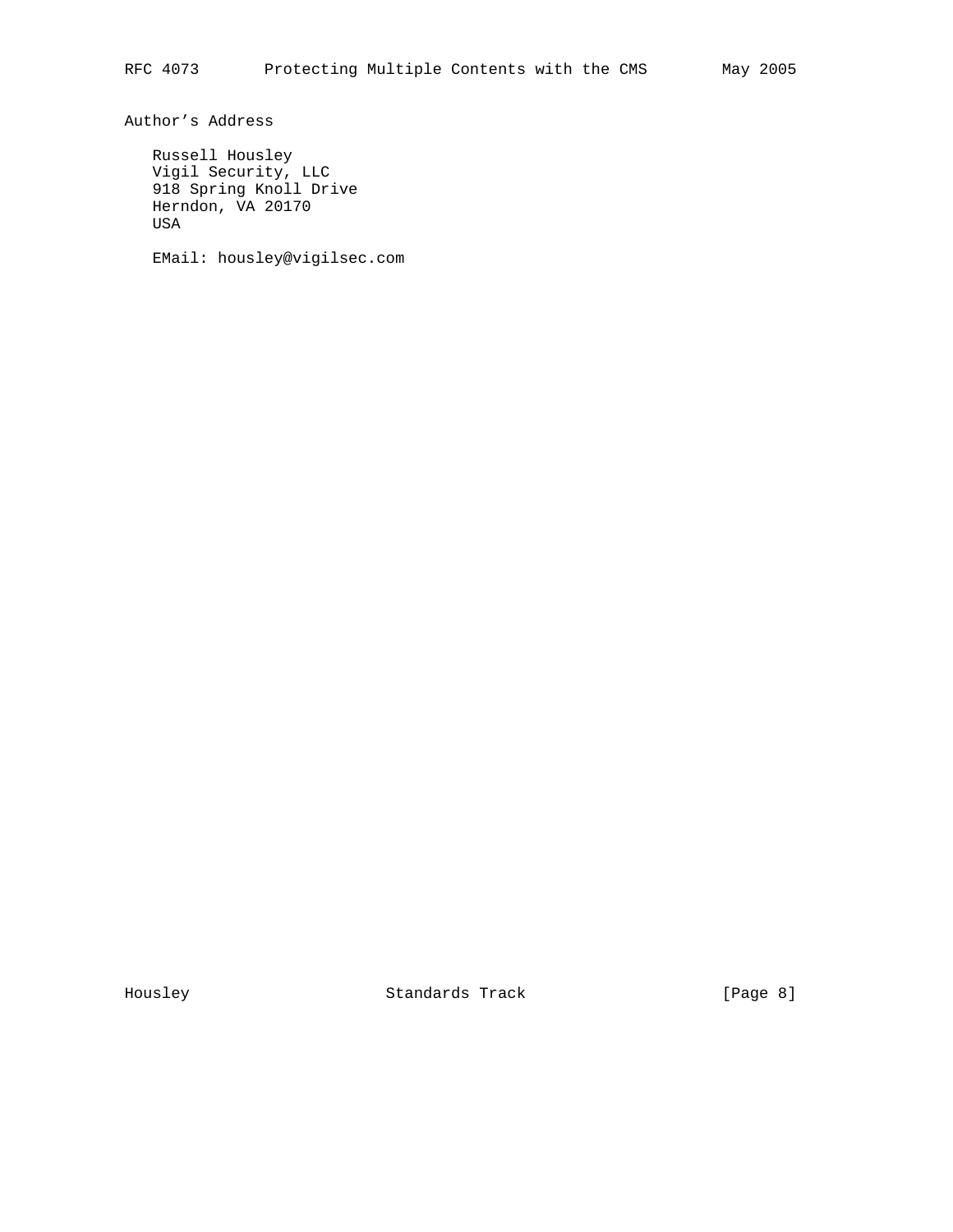## Author's Address

Russell Housley
Vigil Security, LLC
918 Spring Knoll Drive
Herndon, VA 20170
USA

EMail: housley@vigilsec.com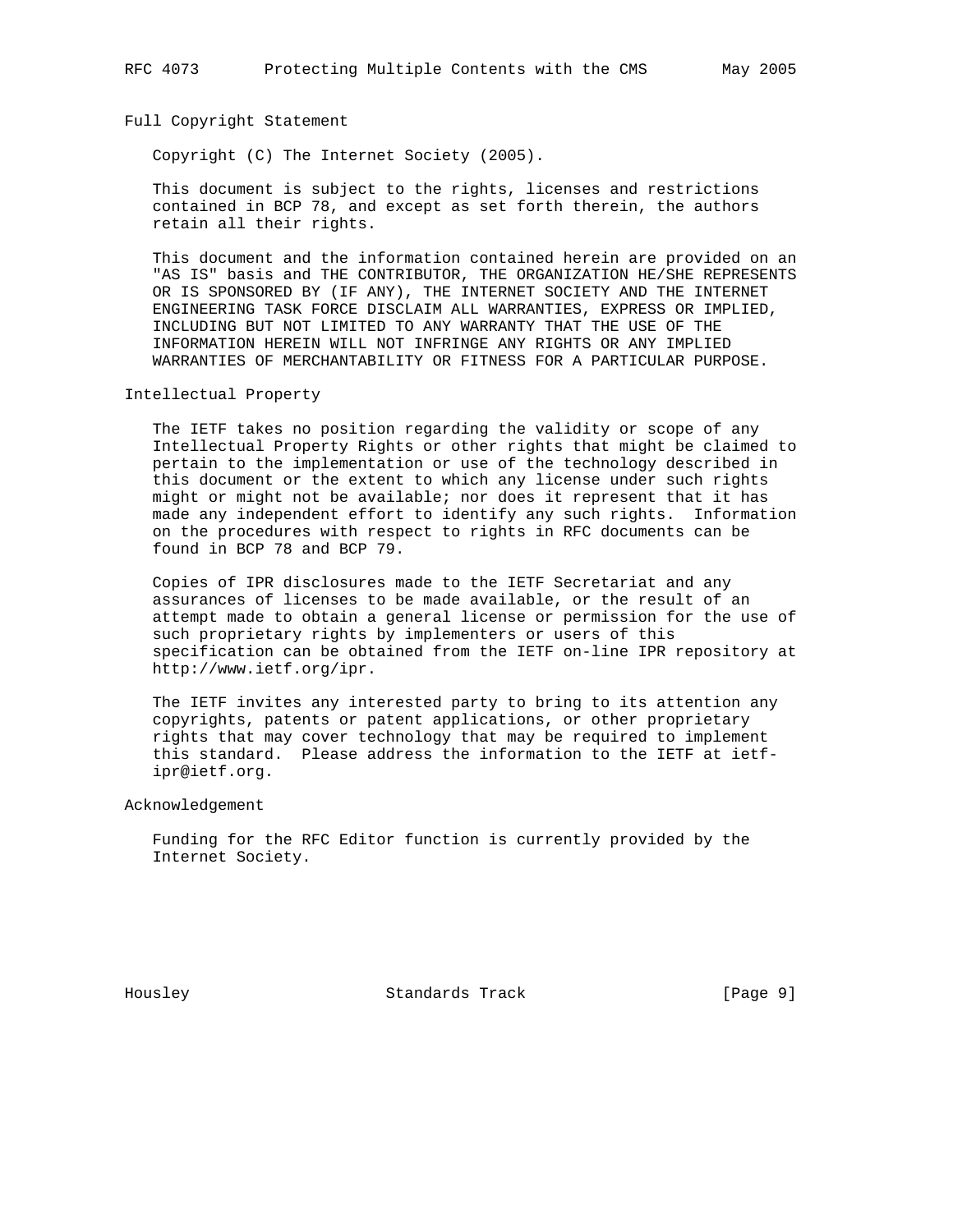## Full Copyright Statement

Copyright (C) The Internet Society (2005).

This document is subject to the rights, licenses and restrictions contained in BCP 78, and except as set forth therein, the authors retain all their rights.

This document and the information contained herein are provided on an "AS IS" basis and THE CONTRIBUTOR, THE ORGANIZATION HE/SHE REPRESENTS OR IS SPONSORED BY (IF ANY), THE INTERNET SOCIETY AND THE INTERNET ENGINEERING TASK FORCE DISCLAIM ALL WARRANTIES, EXPRESS OR IMPLIED, INCLUDING BUT NOT LIMITED TO ANY WARRANTY THAT THE USE OF THE INFORMATION HEREIN WILL NOT INFRINGE ANY RIGHTS OR ANY IMPLIED WARRANTIES OF MERCHANTABILITY OR FITNESS FOR A PARTICULAR PURPOSE.

## Intellectual Property

The IETF takes no position regarding the validity or scope of any Intellectual Property Rights or other rights that might be claimed to pertain to the implementation or use of the technology described in this document or the extent to which any license under such rights might or might not be available; nor does it represent that it has made any independent effort to identify any such rights. Information on the procedures with respect to rights in RFC documents can be found in BCP 78 and BCP 79.

Copies of IPR disclosures made to the IETF Secretariat and any assurances of licenses to be made available, or the result of an attempt made to obtain a general license or permission for the use of such proprietary rights by implementers or users of this specification can be obtained from the IETF on-line IPR repository at http://www.ietf.org/ipr.

The IETF invites any interested party to bring to its attention any copyrights, patents or patent applications, or other proprietary rights that may cover technology that may be required to implement this standard. Please address the information to the IETF at ietf-ipr@ietf.org.

## Acknowledgement

Funding for the RFC Editor function is currently provided by the Internet Society.